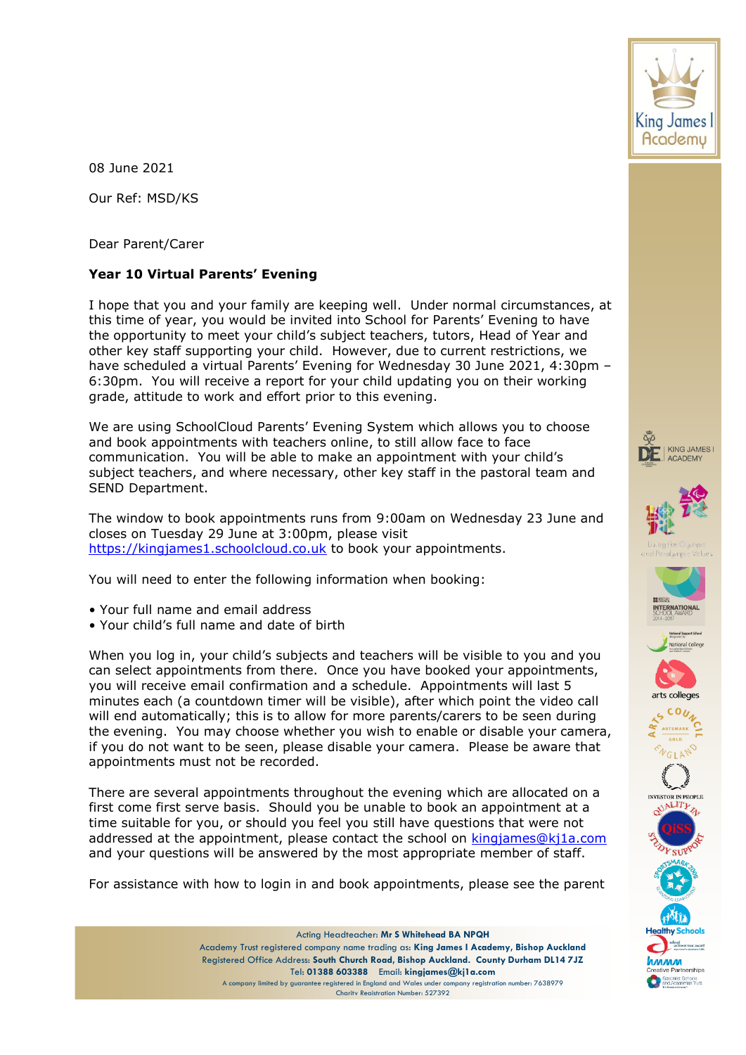08 June 2021

Our Ref: MSD/KS

Dear Parent/Carer

**Year 10 Virtual Parents' Evening**

I hope that you and your family are keeping well. Under normal circumstances, at this time of year, you would be invited into School for Parents' Evening to have the opportunity to meet your child's subject teachers, tutors, Head of Year and other key staff supporting your child. However, due to current restrictions, we have scheduled a virtual Parents' Evening for Wednesday 30 June 2021, 4:30pm – 6:30pm. You will receive a report for your child updating you on their working grade, attitude to work and effort prior to this evening.

We are using SchoolCloud Parents' Evening System which allows you to choose and book appointments with teachers online, to still allow face to face communication. You will be able to make an appointment with your child's subject teachers, and where necessary, other key staff in the pastoral team and SEND Department.

The window to book appointments runs from 9:00am on Wednesday 23 June and closes on Tuesday 29 June at 3:00pm, please visit https://kingjames1.schoolcloud.co.uk to book your appointments.

You will need to enter the following information when booking:

- Your full name and email address
- Your child's full name and date of birth

When you log in, your child's subjects and teachers will be visible to you and you can select appointments from there. Once you have booked your appointments, you will receive email confirmation and a schedule. Appointments will last 5 minutes each (a countdown timer will be visible), after which point the video call will end automatically; this is to allow for more parents/carers to be seen during the evening. You may choose whether you wish to enable or disable your camera, if you do not want to be seen, please disable your camera. Please be aware that appointments must not be recorded.

There are several appointments throughout the evening which are allocated on a first come first serve basis. Should you be unable to book an appointment at a time suitable for you, or should you feel you still have questions that were not addressed at the appointment, please contact the school on kingjames@kj1a.com and your questions will be answered by the most appropriate member of staff.

For assistance with how to login in and book appointments, please see the parent

Acting Headteacher: **Mr S Whitehead BA NPQH**
Academy Trust registered company name trading as: **King James I Academy, Bishop Auckland**
Registered Office Address: **South Church Road, Bishop Auckland. County Durham DL14 7JZ**
Tel: **01388 603388** Email: **kingjames@kj1a.com**
A company limited by guarantee registered in England and Wales under company registration number: 7638979
Charity Registration Number: 527392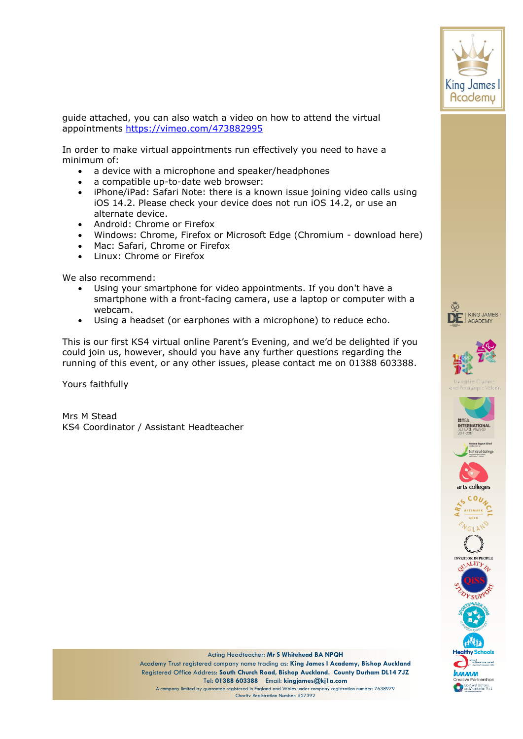guide attached, you can also watch a video on how to attend the virtual appointments https://vimeo.com/473882995

In order to make virtual appointments run effectively you need to have a minimum of:

- a device with a microphone and speaker/headphones
- a compatible up-to-date web browser:
- iPhone/iPad: Safari Note: there is a known issue joining video calls using iOS 14.2. Please check your device does not run iOS 14.2, or use an alternate device.
- Android: Chrome or Firefox
- Windows: Chrome, Firefox or Microsoft Edge (Chromium - download here)
- Mac: Safari, Chrome or Firefox
- Linux: Chrome or Firefox

We also recommend:

- Using your smartphone for video appointments. If you don't have a smartphone with a front-facing camera, use a laptop or computer with a webcam.
- Using a headset (or earphones with a microphone) to reduce echo.

This is our first KS4 virtual online Parent's Evening, and we'd be delighted if you could join us, however, should you have any further questions regarding the running of this event, or any other issues, please contact me on 01388 603388.

Yours faithfully

Mrs M Stead
KS4 Coordinator / Assistant Headteacher

Acting Headteacher: **Mr S Whitehead BA NPQH**
Academy Trust registered company name trading as: **King James I Academy, Bishop Auckland**
Registered Office Address: **South Church Road, Bishop Auckland. County Durham DL14 7JZ**
Tel: **01388 603388** Email: **kingjames@kj1a.com**
A company limited by guarantee registered in England and Wales under company registration number: 7638979
Charity Registration Number: 527392